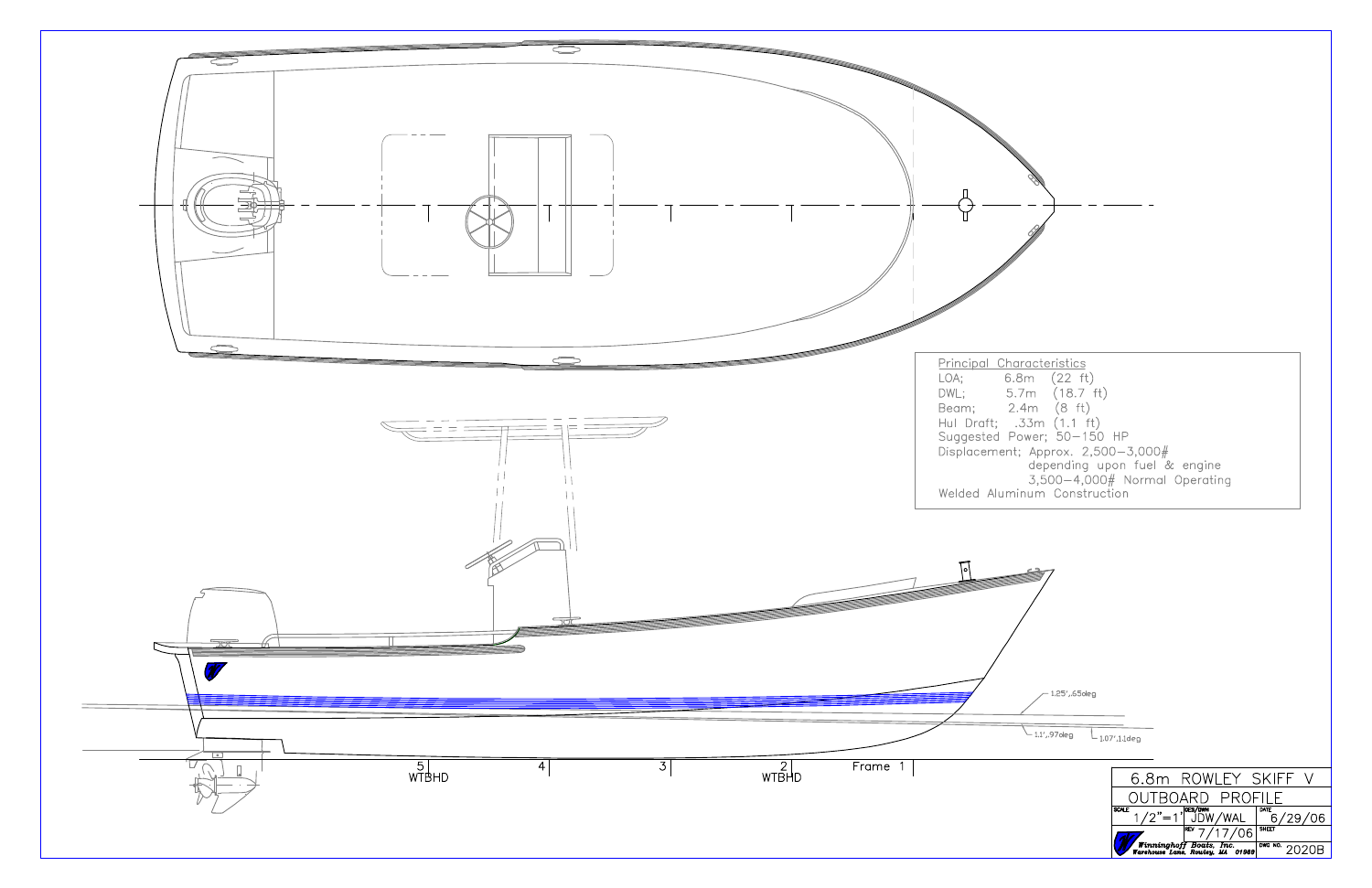Principal Characteristics

LOA; 6.8m (22 ft)
DWL; 5.7m (18.7 ft)
Beam; 2.4m (8 ft)
Hul Draft; .33m (1.1 ft)
Suggested Power; 50–150 HP
Displacement; Approx. 2,500–3,000#
depending upon fuel & engine
3,500–4,000# Normal Operating
Welded Aluminum Construction

1.25',.65deg

1.1',.97deg

1.07',1.1deg

5 WTBHD | 4 | 3 | 2 WTBHD | Frame 1

| 6.8m ROWLEY SKIFF V | | |
|---|---|---|
| OUTBOARD PROFILE | | |
| SCALE 1/2"=1' | DES/DWN JDW/WAL | DATE 6/29/06 |
| | REV 7/17/06 | SHEET |
| Winninghoff Boats, Inc. Warehouse Lane, Rowley, MA 01969 | | DWG NO. 2020B |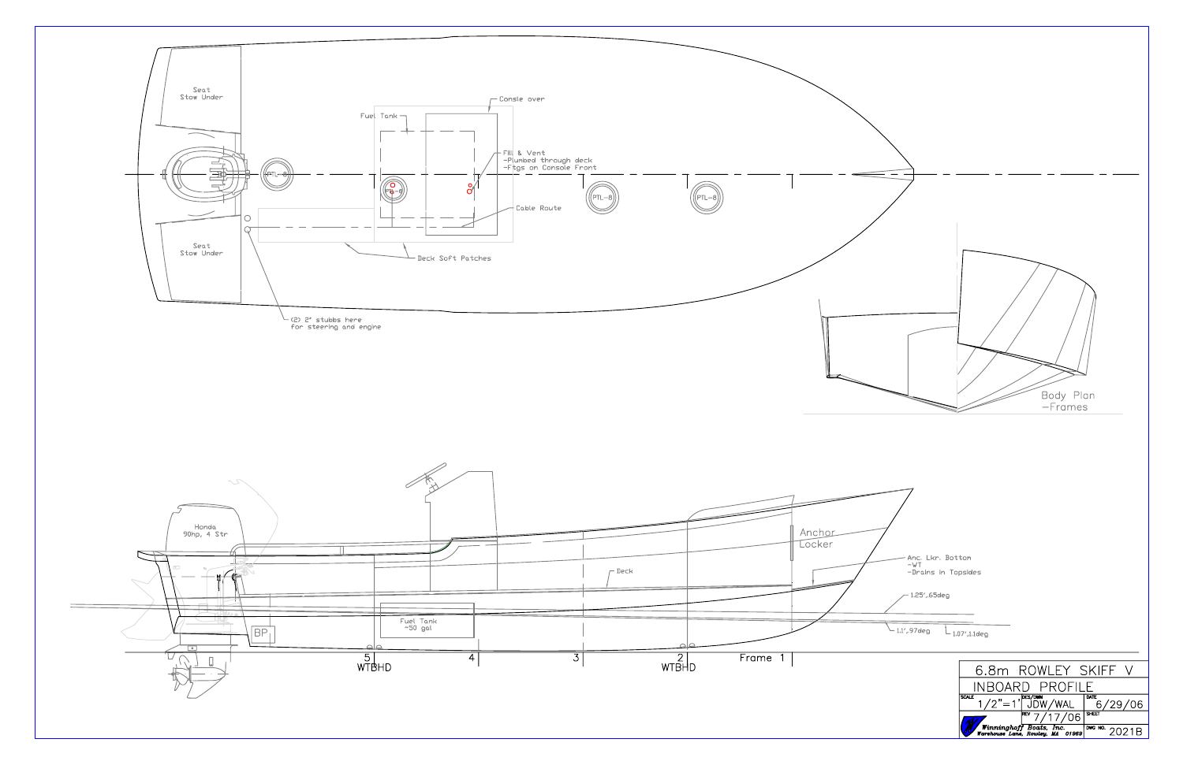Seat
Stow Under

Seat
Stow Under

Fuel Tank

Consle over

Fill & Vent
-Plumbed through deck
-Ftgs on Console Front

Cable Route

Deck Soft Patches

(2) 2" stubbs here
for steering and engine

PTL-8

Body Plan
-Frames

Honda
90hp, 4 Str

Anchor
Locker

Anc. Lkr. Bottom
-WT
-Drains in Topsides

Deck

Fuel Tank
~50 gal

BP

1.25',.65deg

1.1',.97deg

1.07',1.1deg

5
WTBHD

4

3

2
WTBHD

Frame 1

| 6.8m ROWLEY SKIFF V | | |
|---|---|---|
| INBOARD PROFILE | | |
| SCALE 1/2"=1' | DES/DWN JDW/WAL | DATE 6/29/06 |
| | REV 7/17/06 | SHEET |
| Winninghoff Boats, Inc. Warehouse Lane, Rowley, MA 01969 | | DWG NO. 2021B |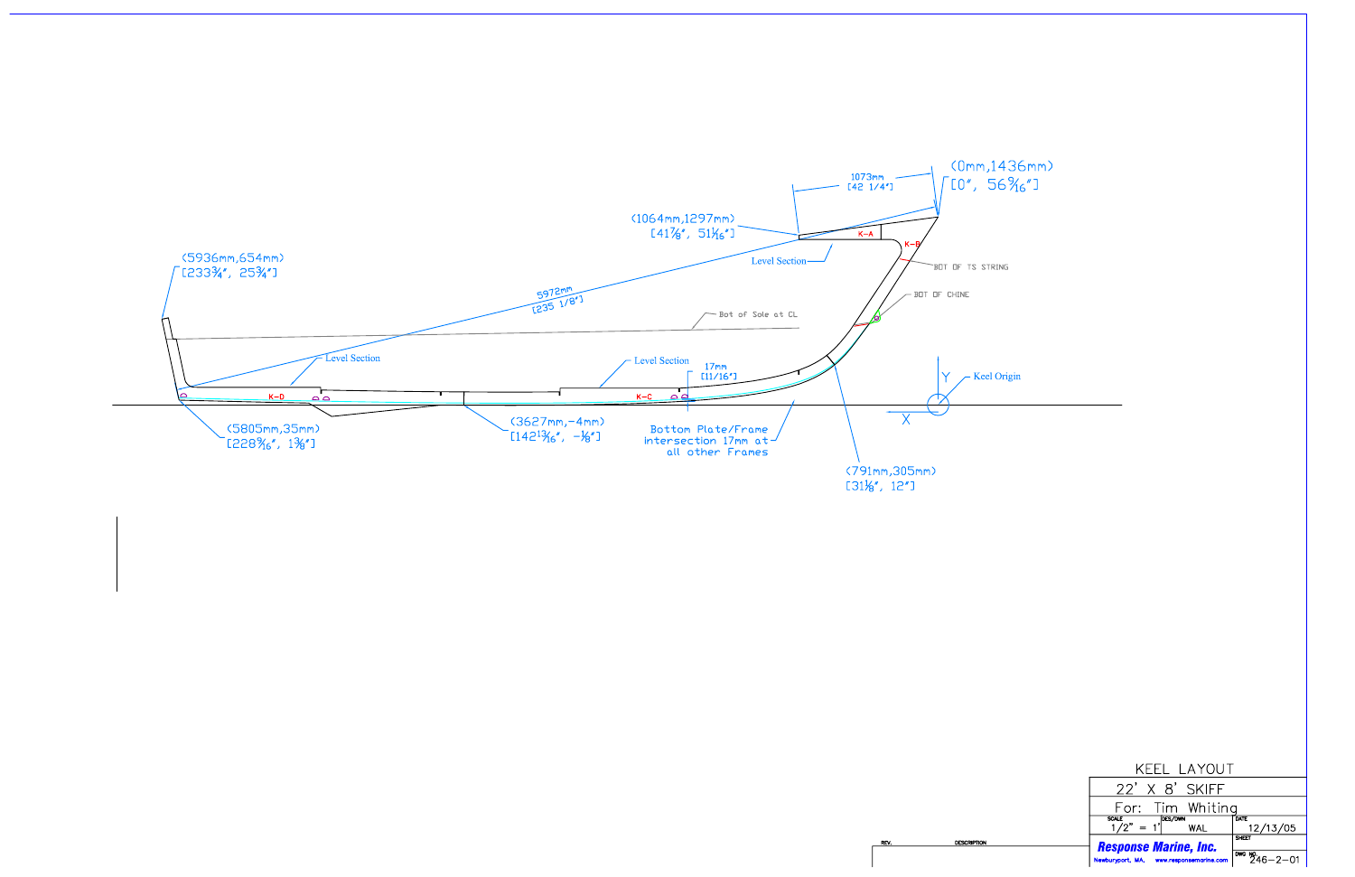(0mm,1436mm)
[0", 56 9/16"]

1073mm
[42 1/4"]

(1064mm,1297mm)
[41 7/8", 51 1/16"]

K-A

K-B

BOT OF TS STRING

Level Section

(5936mm,654mm)
[233 3/4", 25 3/4"]

5972mm
[235 1/8"]

BOT OF CHINE

Bot of Sole at CL

Level Section

Level Section

17mm
[11/16"]

Y

Keel Origin

K-D

K-C

X

(5805mm,35mm)
[228 9/16", 1 3/8"]

(3627mm,-4mm)
[142 13/16", -1/8"]

Bottom Plate/Frame
Intersection 17mm at
all other Frames

(791mm,305mm)
[31 1/8", 12"]

| KEEL LAYOUT | | |
|---|---|---|
| 22' X 8' SKIFF | | |
| For: Tim Whiting | | |
| SCALE 1/2" = 1' | DES/DWN WAL | DATE 12/13/05 |
| Response Marine, Inc. Newburyport, MA, www.responsemarine.com | | SHEET |
| | | DWG NO 246-2-01 |

| REV. | DESCRIPTION |
|---|---|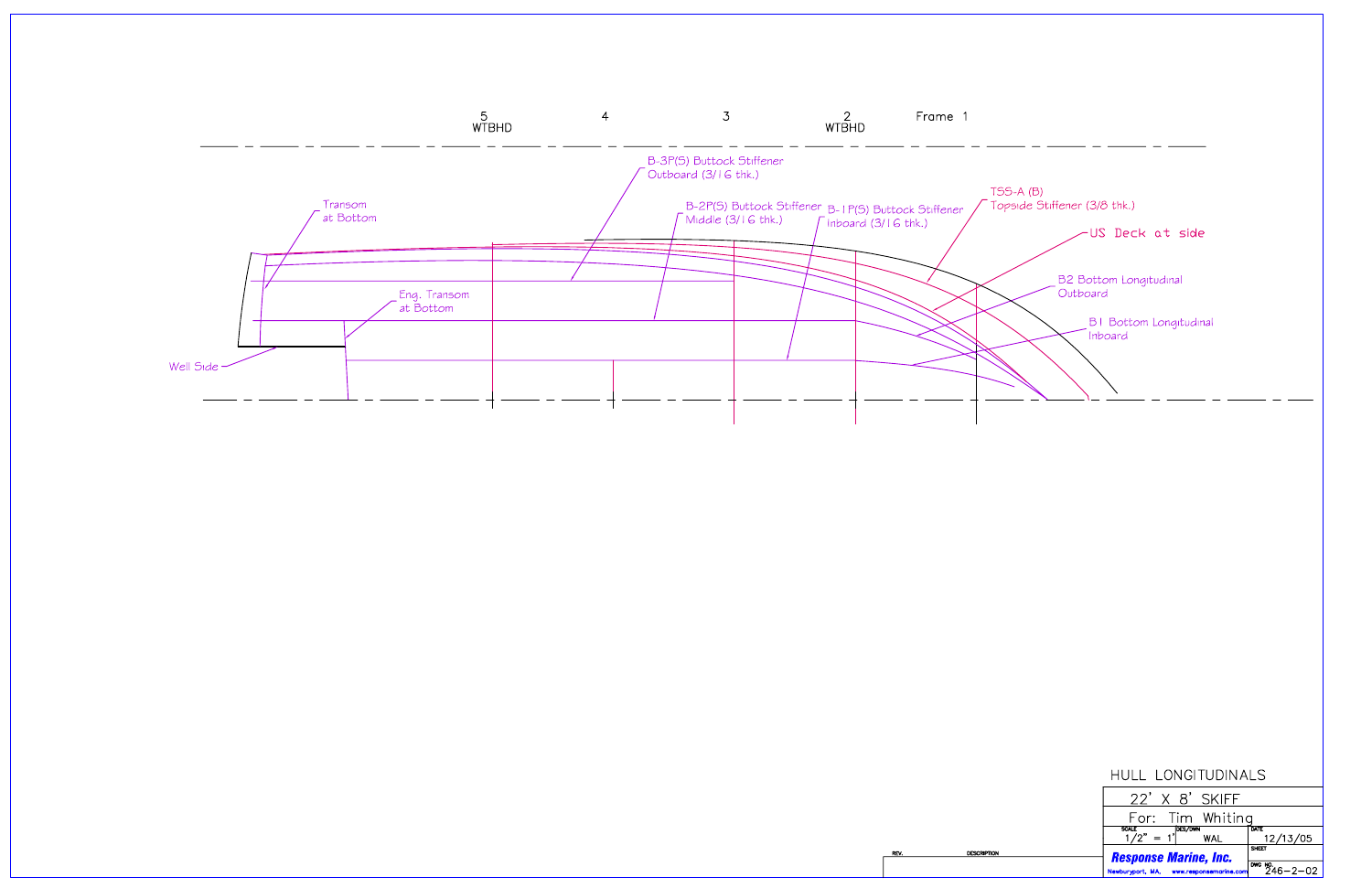5 WTBHD | 4 | 3 | 2 WTBHD | Frame 1

B-3P(S) Buttock Stiffener Outboard (3/16 thk.)

B-2P(S) Buttock Stiffener Middle (3/16 thk.)

B-1P(S) Buttock Stiffener Inboard (3/16 thk.)

TSS-A (B) Topside Stiffener (3/8 thk.)

US Deck at side

B2 Bottom Longitudinal Outboard

B1 Bottom Longitudinal Inboard

Transom at Bottom

Eng. Transom at Bottom

Well Side

HULL LONGITUDINALS

| 22' X 8' SKIFF | | |
|---|---|---|
| For: Tim Whiting | | |
| SCALE 1/2" = 1' | DES/DWN WAL | DATE 12/13/05 |
| **Response Marine, Inc.** Newburyport, MA. www.responsemarine.com | | SHEET |
| | | DWG NO 246-2-02 |

| REV. | DESCRIPTION |
|---|---|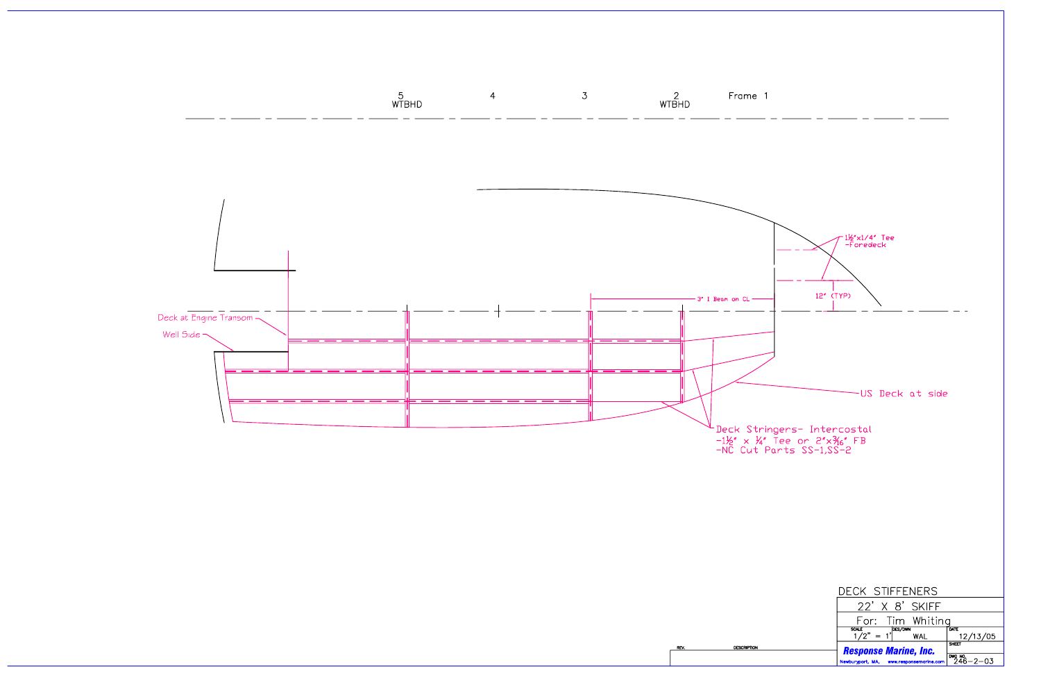5 WTBHD | 4 | 3 | 2 WTBHD | Frame 1

1½"x1/4" Tee -Foredeck

12" (TYP)

3" I Beam on CL

Deck at Engine Transom

Well Side

US Deck at side

Deck Stringers- Intercostal
-1½" x ¼" Tee or 2"x3⁄16" FB
-NC Cut Parts SS-1,SS-2

| DECK STIFFENERS | | |
|---|---|---|
| 22' X 8' SKIFF | | |
| For: Tim Whiting | | |
| SCALE 1/2" = 1' | DES/DWN WAL | DATE 12/13/05 |
| **Response Marine, Inc.** Newburyport, MA, www.responsemarine.com | | SHEET |
| | | DWG NO. 246-2-03 |

| REV. | DESCRIPTION |
|---|---|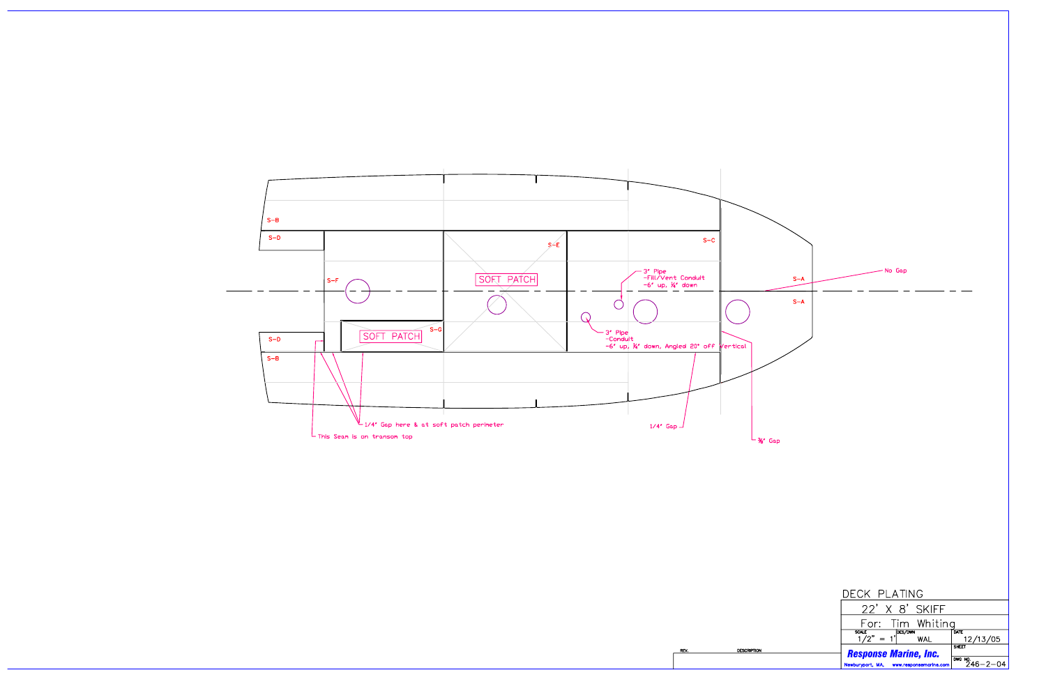S-B

S-D

S-F

S-E

SOFT PATCH

S-C

3" Pipe
-Fill/Vent Conduit
-6" up, ¾" down

No Gap

S-A

S-A

SOFT PATCH

S-G

3" Pipe
-Conduit
-6" up, ¾" down, Angled 20° off Vertical

S-D

S-B

1/4" Gap here & at soft patch perimeter

This Seam is on transom top

1/4" Gap

⅜" Gap

| DECK PLATING | | |
|---|---|---|
| 22' X 8' SKIFF | | |
| For: Tim Whiting | | |
| SCALE 1/2" = 1' | DES/DWN WAL | DATE 12/13/05 |
| Response Marine, Inc. | | SHEET |
| Newburyport, MA. www.responsemarine.com | | DWG NO. 246-2-04 |

| REV. | DESCRIPTION |
|---|---|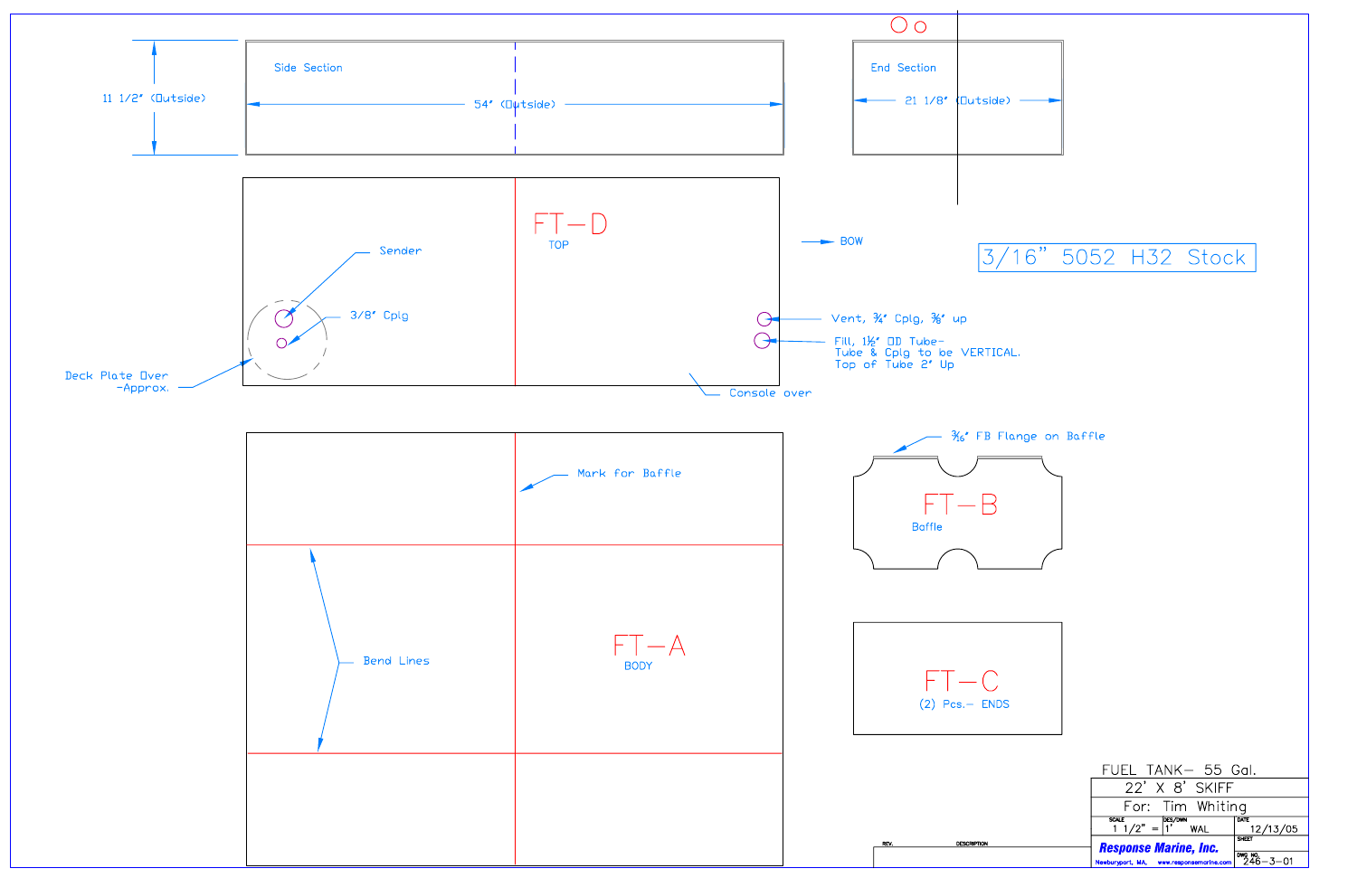Side Section

11 1/2" (Outside)

54" (Outside)

End Section

21 1/8" (Outside)

FT-D

TOP

Sender

3/8" Cplg

Deck Plate Over -Approx.

BOW

3/16" 5052 H32 Stock

Vent, 3/4" Cplg, 3/8" up

Fill, 1½" OD Tube- Tube & Cplg to be VERTICAL. Top of Tube 2" Up

Console over

Mark for Baffle

Bend Lines

FT-A

BODY

3/16" FB Flange on Baffle

FT-B

Baffle

FT-C

(2) Pcs.- ENDS

| FUEL TANK- 55 Gal. | | |
|---|---|---|
| 22' X 8' SKIFF | | |
| For: Tim Whiting | | |
| SCALE 1 1/2" = 1' | DES/DWN WAL | DATE 12/13/05 |
| **Response Marine, Inc.** Newburyport, MA. www.responsemarine.com | | SHEET |
| | | DWG NO. 246-3-01 |

| REV. | DESCRIPTION |
|---|---|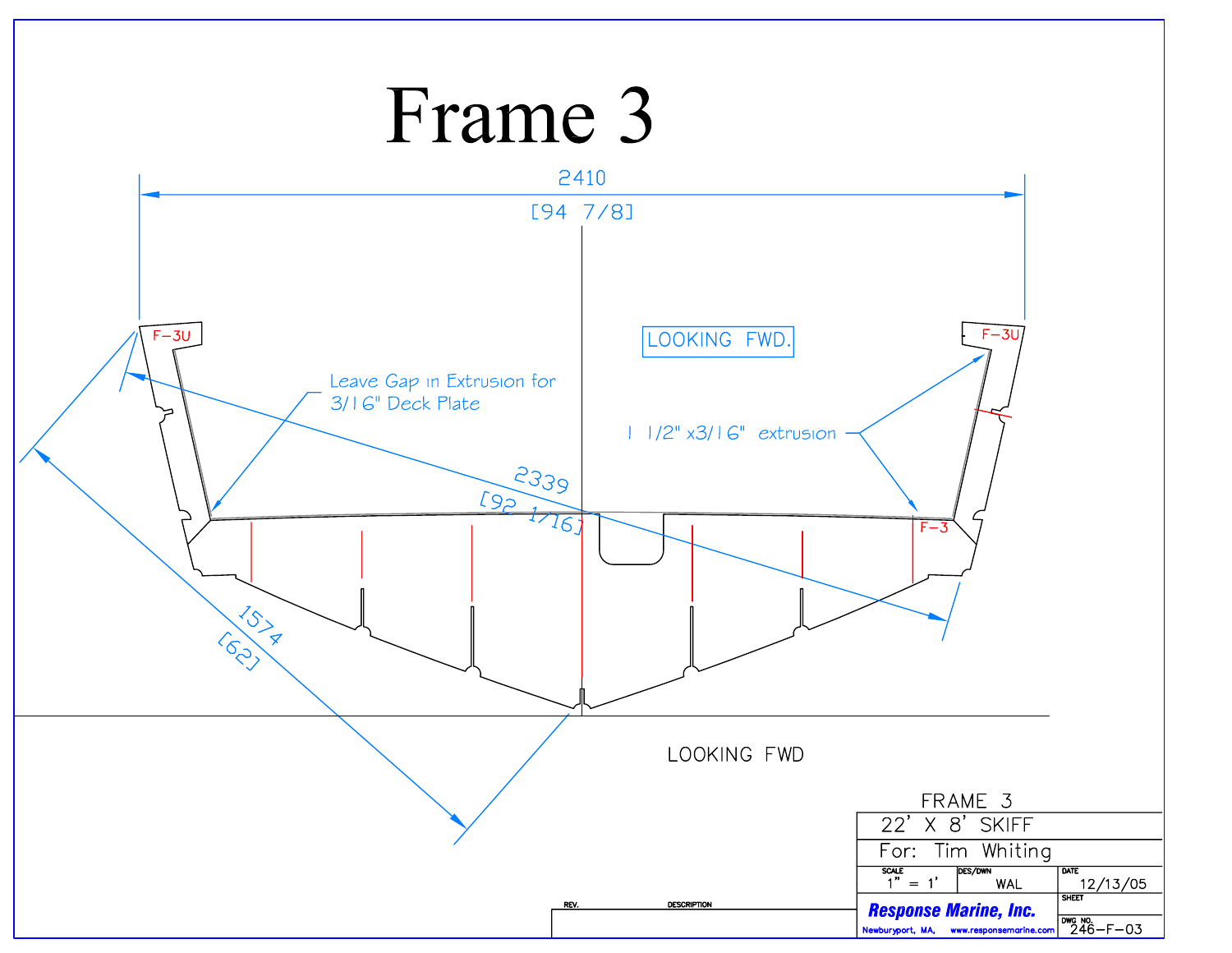# Frame 3

2410

[94 7/8]

LOOKING FWD.

F-3U

F-3U

Leave Gap in Extrusion for 3/16" Deck Plate

1 1/2" x3/16" extrusion

2339

[92 1/16]

F-3

1574

[62]

LOOKING FWD

| FRAME 3 | | |
|---|---|---|
| 22' X 8' SKIFF | | |
| For: Tim Whiting | | |
| SCALE 1" = 1' | DES/DWN WAL | DATE 12/13/05 |
| Response Marine, Inc. Newburyport, MA, www.responsemarine.com | | SHEET |
| | | DWG NO. 246-F-03 |

| REV. | DESCRIPTION |
|---|---|
| | |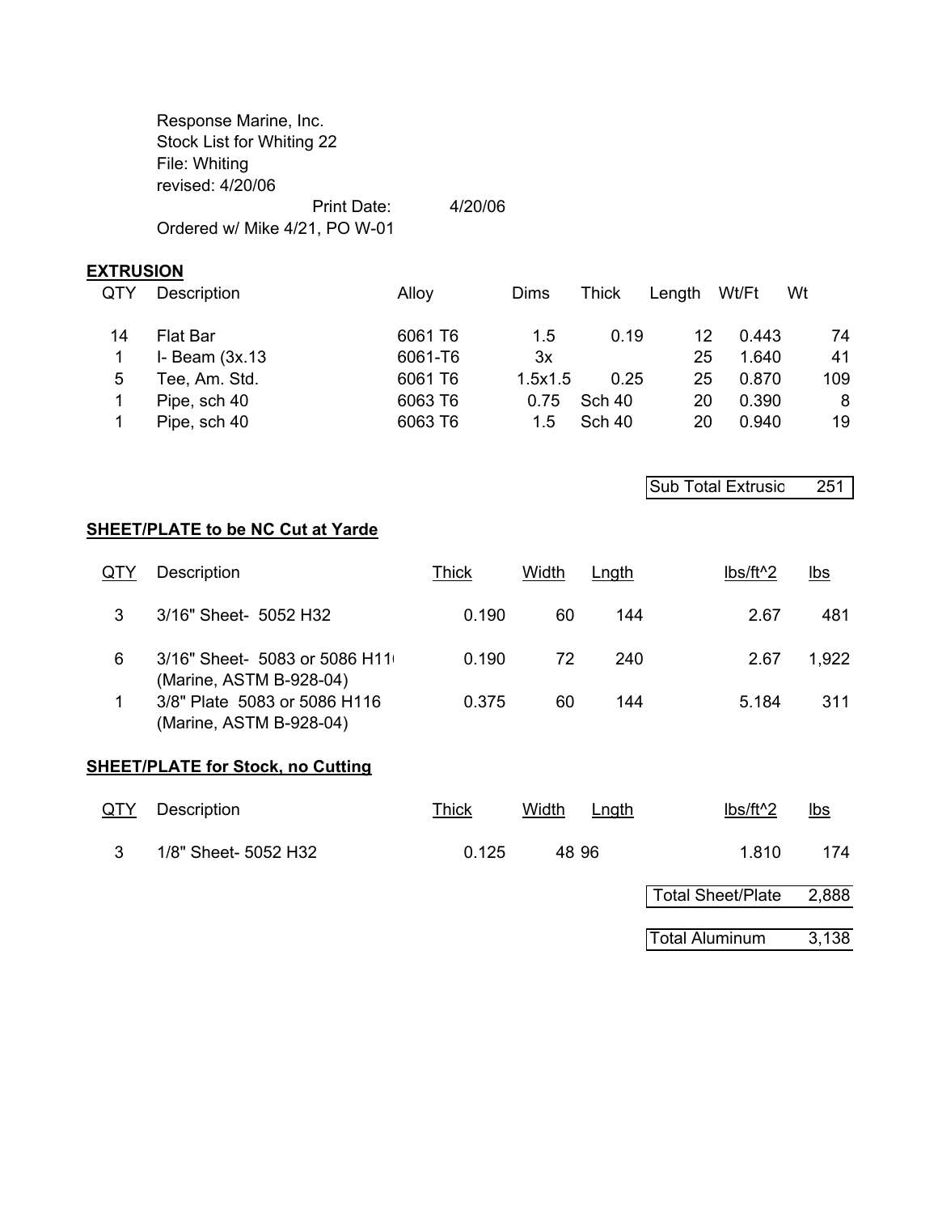Response Marine, Inc.
Stock List for Whiting 22
File: Whiting
revised: 4/20/06
Print Date: 4/20/06
Ordered w/ Mike 4/21, PO W-01

**EXTRUSION**

| QTY | Description | Alloy | Dims | Thick | Length | Wt/Ft | Wt |
|---|---|---|---|---|---|---|---|
| 14 | Flat Bar | 6061 T6 | 1.5 | 0.19 | 12 | 0.443 | 74 |
| 1 | I- Beam (3x.13 | 6061-T6 | 3x | | 25 | 1.640 | 41 |
| 5 | Tee, Am. Std. | 6061 T6 | 1.5x1.5 | 0.25 | 25 | 0.870 | 109 |
| 1 | Pipe, sch 40 | 6063 T6 | 0.75 | Sch 40 | 20 | 0.390 | 8 |
| 1 | Pipe, sch 40 | 6063 T6 | 1.5 | Sch 40 | 20 | 0.940 | 19 |

| Sub Total Extrusio | 251 |
|---|---|

**SHEET/PLATE to be NC Cut at Yarde**

| QTY | Description | Thick | Width | Lngth | lbs/ft^2 | lbs |
|---|---|---|---|---|---|---|
| 3 | 3/16" Sheet- 5052 H32 | 0.190 | 60 | 144 | 2.67 | 481 |
| 6 | 3/16" Sheet- 5083 or 5086 H11 (Marine, ASTM B-928-04) | 0.190 | 72 | 240 | 2.67 | 1,922 |
| 1 | 3/8" Plate 5083 or 5086 H116 (Marine, ASTM B-928-04) | 0.375 | 60 | 144 | 5.184 | 311 |

**SHEET/PLATE for Stock, no Cutting**

| QTY | Description | Thick | Width | Lngth | lbs/ft^2 | lbs |
|---|---|---|---|---|---|---|
| 3 | 1/8" Sheet- 5052 H32 | 0.125 | 48 | 96 | 1.810 | 174 |

| Total Sheet/Plate | 2,888 |
|---|---|
| Total Aluminum | 3,138 |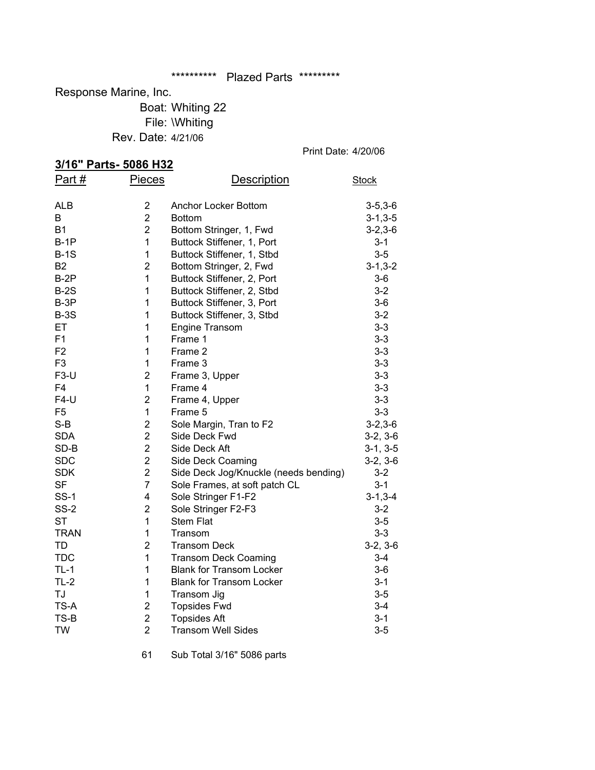********** Plazed Parts *********

Response Marine, Inc.

Boat: Whiting 22

File: \Whiting

Rev. Date: 4/21/06

Print Date: 4/20/06

**3/16" Parts- 5086 H32**

| Part # | Pieces | Description | Stock |
|---|---|---|---|
| ALB | 2 | Anchor Locker Bottom | 3-5,3-6 |
| B | 2 | Bottom | 3-1,3-5 |
| B1 | 2 | Bottom Stringer, 1, Fwd | 3-2,3-6 |
| B-1P | 1 | Buttock Stiffener, 1, Port | 3-1 |
| B-1S | 1 | Buttock Stiffener, 1, Stbd | 3-5 |
| B2 | 2 | Bottom Stringer, 2, Fwd | 3-1,3-2 |
| B-2P | 1 | Buttock Stiffener, 2, Port | 3-6 |
| B-2S | 1 | Buttock Stiffener, 2, Stbd | 3-2 |
| B-3P | 1 | Buttock Stiffener, 3, Port | 3-6 |
| B-3S | 1 | Buttock Stiffener, 3, Stbd | 3-2 |
| ET | 1 | Engine Transom | 3-3 |
| F1 | 1 | Frame 1 | 3-3 |
| F2 | 1 | Frame 2 | 3-3 |
| F3 | 1 | Frame 3 | 3-3 |
| F3-U | 2 | Frame 3, Upper | 3-3 |
| F4 | 1 | Frame 4 | 3-3 |
| F4-U | 2 | Frame 4, Upper | 3-3 |
| F5 | 1 | Frame 5 | 3-3 |
| S-B | 2 | Sole Margin, Tran to F2 | 3-2,3-6 |
| SDA | 2 | Side Deck Fwd | 3-2, 3-6 |
| SD-B | 2 | Side Deck Aft | 3-1, 3-5 |
| SDC | 2 | Side Deck Coaming | 3-2, 3-6 |
| SDK | 2 | Side Deck Jog/Knuckle (needs bending) | 3-2 |
| SF | 7 | Sole Frames, at soft patch CL | 3-1 |
| SS-1 | 4 | Sole Stringer F1-F2 | 3-1,3-4 |
| SS-2 | 2 | Sole Stringer F2-F3 | 3-2 |
| ST | 1 | Stem Flat | 3-5 |
| TRAN | 1 | Transom | 3-3 |
| TD | 2 | Transom Deck | 3-2, 3-6 |
| TDC | 1 | Transom Deck Coaming | 3-4 |
| TL-1 | 1 | Blank for Transom Locker | 3-6 |
| TL-2 | 1 | Blank for Transom Locker | 3-1 |
| TJ | 1 | Transom Jig | 3-5 |
| TS-A | 2 | Topsides Fwd | 3-4 |
| TS-B | 2 | Topsides Aft | 3-1 |
| TW | 2 | Transom Well Sides | 3-5 |
| | 61 | Sub Total 3/16" 5086 parts | |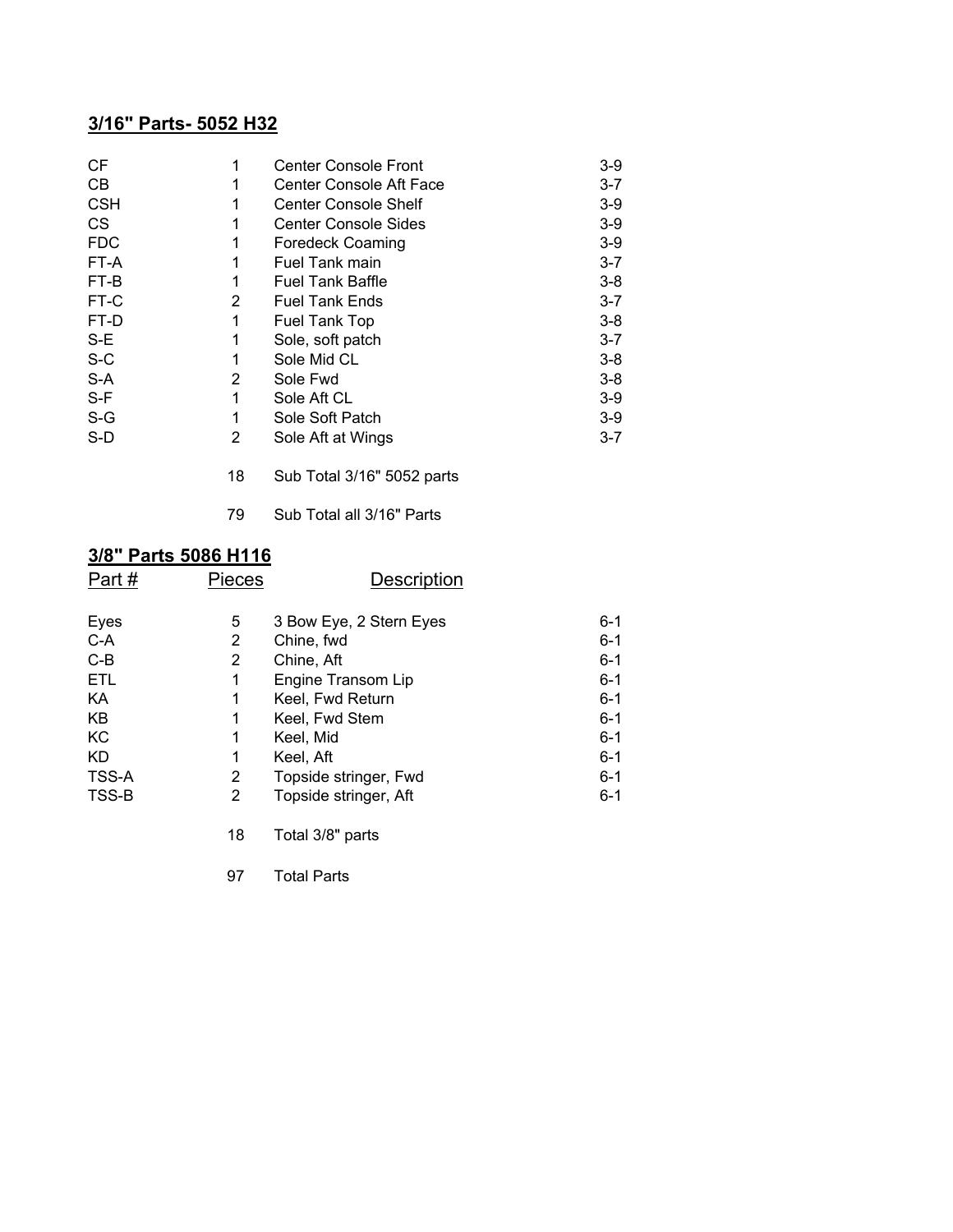## 3/16" Parts- 5052 H32

| | | | |
|---|---|---|---|
| CF | 1 | Center Console Front | 3-9 |
| CB | 1 | Center Console Aft Face | 3-7 |
| CSH | 1 | Center Console Shelf | 3-9 |
| CS | 1 | Center Console Sides | 3-9 |
| FDC | 1 | Foredeck Coaming | 3-9 |
| FT-A | 1 | Fuel Tank main | 3-7 |
| FT-B | 1 | Fuel Tank Baffle | 3-8 |
| FT-C | 2 | Fuel Tank Ends | 3-7 |
| FT-D | 1 | Fuel Tank Top | 3-8 |
| S-E | 1 | Sole, soft patch | 3-7 |
| S-C | 1 | Sole Mid CL | 3-8 |
| S-A | 2 | Sole Fwd | 3-8 |
| S-F | 1 | Sole Aft CL | 3-9 |
| S-G | 1 | Sole Soft Patch | 3-9 |
| S-D | 2 | Sole Aft at Wings | 3-7 |
| | 18 | Sub Total 3/16" 5052 parts | |
| | 79 | Sub Total all 3/16" Parts | |

## 3/8" Parts 5086 H116

| Part # | Pieces | Description | |
|---|---|---|---|
| Eyes | 5 | 3 Bow Eye, 2 Stern Eyes | 6-1 |
| C-A | 2 | Chine, fwd | 6-1 |
| C-B | 2 | Chine, Aft | 6-1 |
| ETL | 1 | Engine Transom Lip | 6-1 |
| KA | 1 | Keel, Fwd Return | 6-1 |
| KB | 1 | Keel, Fwd Stem | 6-1 |
| KC | 1 | Keel, Mid | 6-1 |
| KD | 1 | Keel, Aft | 6-1 |
| TSS-A | 2 | Topside stringer, Fwd | 6-1 |
| TSS-B | 2 | Topside stringer, Aft | 6-1 |
| | 18 | Total 3/8" parts | |
| | 97 | Total Parts | |